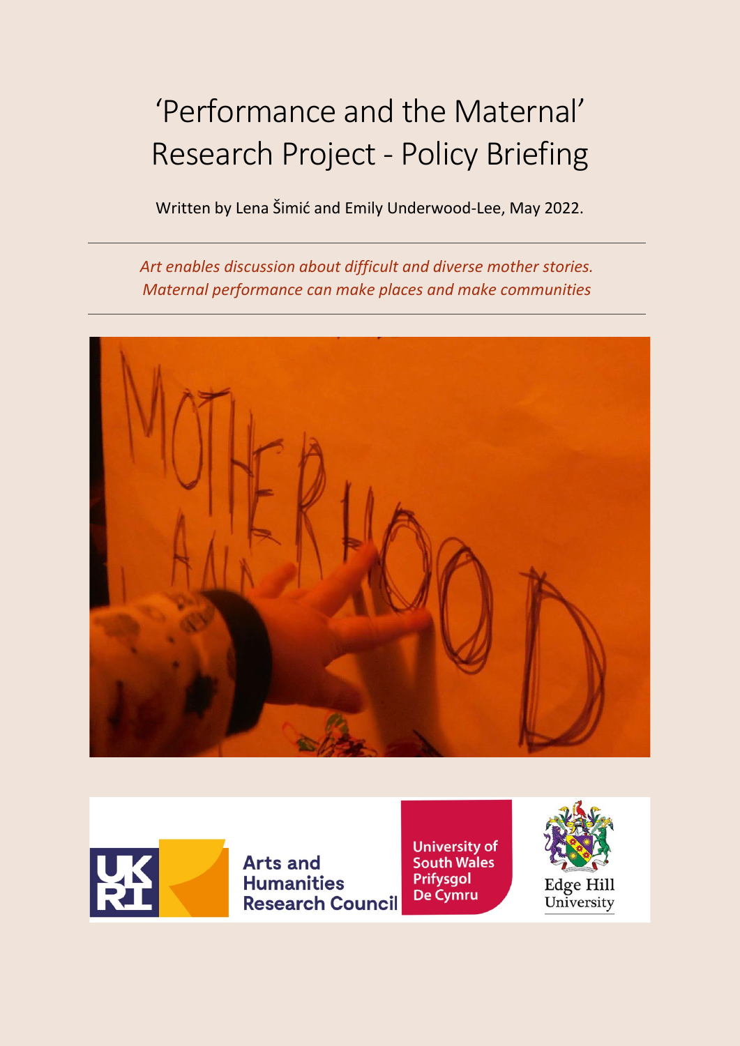# 'Performance and the Maternal' Research Project - Policy Briefing

Written by Lena Šimić and Emily Underwood-Lee, May 2022.

---

*Art enables discussion about difficult and diverse mother stories. Maternal performance can make places and make communities*

---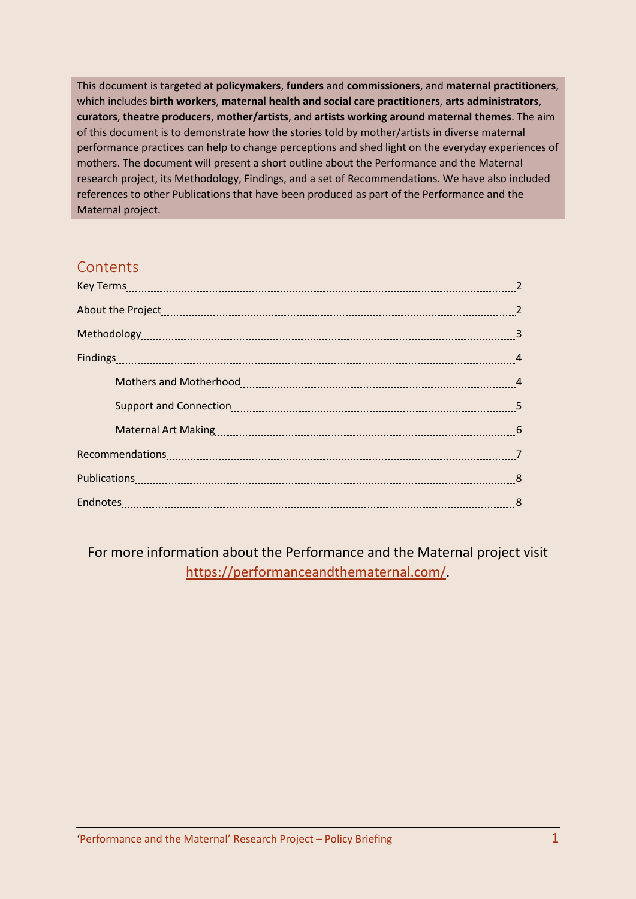This document is targeted at **policymakers**, **funders** and **commissioners**, and **maternal practitioners**, which includes **birth workers**, **maternal health and social care practitioners**, **arts administrators**, **curators**, **theatre producers**, **mother/artists**, and **artists working around maternal themes**. The aim of this document is to demonstrate how the stories told by mother/artists in diverse maternal performance practices can help to change perceptions and shed light on the everyday experiences of mothers. The document will present a short outline about the Performance and the Maternal research project, its Methodology, Findings, and a set of Recommendations. We have also included references to other Publications that have been produced as part of the Performance and the Maternal project.

## Contents

- Key Terms ........ 2
- About the Project ........ 2
- Methodology ........ 3
- Findings ........ 4
  - Mothers and Motherhood ........ 4
  - Support and Connection ........ 5
  - Maternal Art Making ........ 6
- Recommendations ........ 7
- Publications ........ 8
- Endnotes ........ 8

For more information about the Performance and the Maternal project visit https://performanceandthematernal.com/.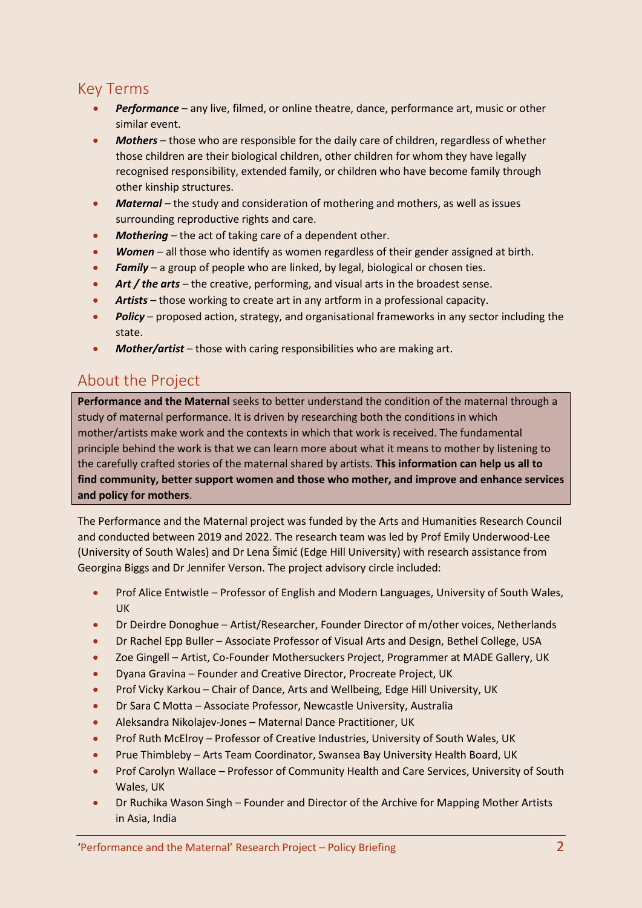## Key Terms

- ***Performance*** – any live, filmed, or online theatre, dance, performance art, music or other similar event.
- ***Mothers*** – those who are responsible for the daily care of children, regardless of whether those children are their biological children, other children for whom they have legally recognised responsibility, extended family, or children who have become family through other kinship structures.
- ***Maternal*** – the study and consideration of mothering and mothers, as well as issues surrounding reproductive rights and care.
- ***Mothering*** – the act of taking care of a dependent other.
- ***Women*** – all those who identify as women regardless of their gender assigned at birth.
- ***Family*** – a group of people who are linked, by legal, biological or chosen ties.
- ***Art / the arts*** – the creative, performing, and visual arts in the broadest sense.
- ***Artists*** – those working to create art in any artform in a professional capacity.
- ***Policy*** – proposed action, strategy, and organisational frameworks in any sector including the state.
- ***Mother/artist*** – those with caring responsibilities who are making art.

## About the Project

**Performance and the Maternal** seeks to better understand the condition of the maternal through a study of maternal performance. It is driven by researching both the conditions in which mother/artists make work and the contexts in which that work is received. The fundamental principle behind the work is that we can learn more about what it means to mother by listening to the carefully crafted stories of the maternal shared by artists. **This information can help us all to find community, better support women and those who mother, and improve and enhance services and policy for mothers**.

The Performance and the Maternal project was funded by the Arts and Humanities Research Council and conducted between 2019 and 2022. The research team was led by Prof Emily Underwood-Lee (University of South Wales) and Dr Lena Šimić (Edge Hill University) with research assistance from Georgina Biggs and Dr Jennifer Verson. The project advisory circle included:

- Prof Alice Entwistle – Professor of English and Modern Languages, University of South Wales, UK
- Dr Deirdre Donoghue – Artist/Researcher, Founder Director of m/other voices, Netherlands
- Dr Rachel Epp Buller – Associate Professor of Visual Arts and Design, Bethel College, USA
- Zoe Gingell – Artist, Co-Founder Mothersuckers Project, Programmer at MADE Gallery, UK
- Dyana Gravina – Founder and Creative Director, Procreate Project, UK
- Prof Vicky Karkou – Chair of Dance, Arts and Wellbeing, Edge Hill University, UK
- Dr Sara C Motta – Associate Professor, Newcastle University, Australia
- Aleksandra Nikolajev-Jones – Maternal Dance Practitioner, UK
- Prof Ruth McElroy – Professor of Creative Industries, University of South Wales, UK
- Prue Thimbleby – Arts Team Coordinator, Swansea Bay University Health Board, UK
- Prof Carolyn Wallace – Professor of Community Health and Care Services, University of South Wales, UK
- Dr Ruchika Wason Singh – Founder and Director of the Archive for Mapping Mother Artists in Asia, India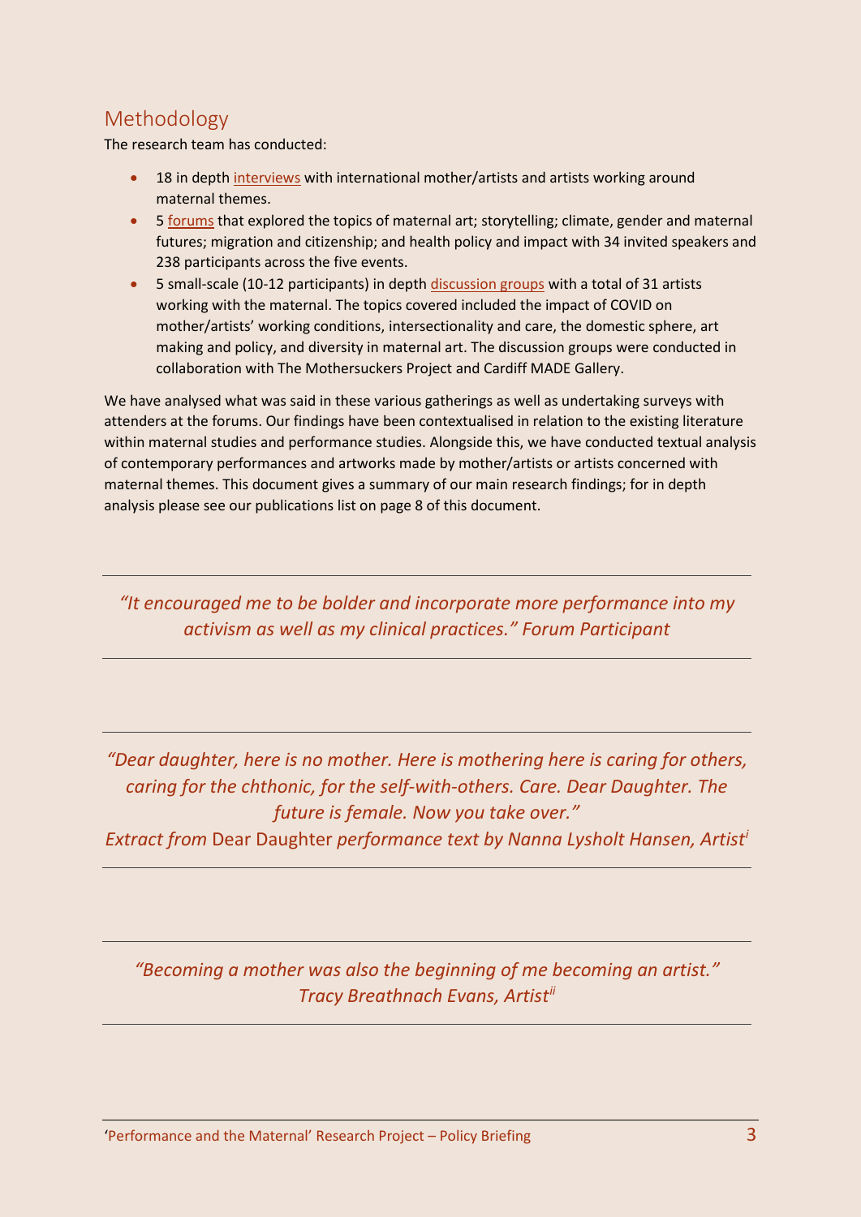## Methodology

The research team has conducted:

- 18 in depth interviews with international mother/artists and artists working around maternal themes.
- 5 forums that explored the topics of maternal art; storytelling; climate, gender and maternal futures; migration and citizenship; and health policy and impact with 34 invited speakers and 238 participants across the five events.
- 5 small-scale (10-12 participants) in depth discussion groups with a total of 31 artists working with the maternal. The topics covered included the impact of COVID on mother/artists' working conditions, intersectionality and care, the domestic sphere, art making and policy, and diversity in maternal art. The discussion groups were conducted in collaboration with The Mothersuckers Project and Cardiff MADE Gallery.

We have analysed what was said in these various gatherings as well as undertaking surveys with attenders at the forums. Our findings have been contextualised in relation to the existing literature within maternal studies and performance studies. Alongside this, we have conducted textual analysis of contemporary performances and artworks made by mother/artists or artists concerned with maternal themes. This document gives a summary of our main research findings; for in depth analysis please see our publications list on page 8 of this document.

---

*"It encouraged me to be bolder and incorporate more performance into my activism as well as my clinical practices." Forum Participant*

---

*"Dear daughter, here is no mother. Here is mothering here is caring for others, caring for the chthonic, for the self-with-others. Care. Dear Daughter. The future is female. Now you take over."*
*Extract from* Dear Daughter *performance text by Nanna Lysholt Hansen, Artist*[i]

---

*"Becoming a mother was also the beginning of me becoming an artist." Tracy Breathnach Evans, Artist*[ii]

---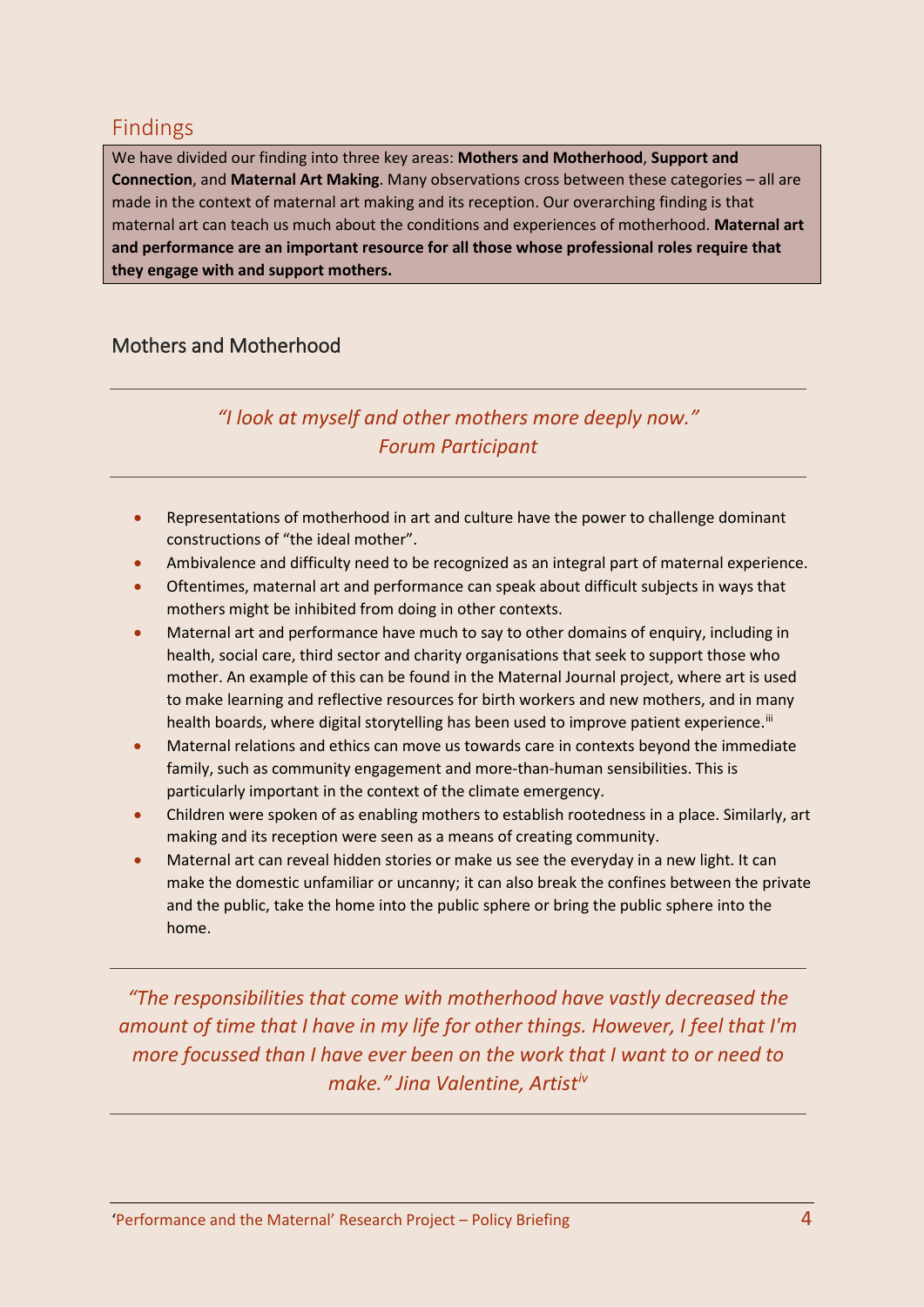## Findings

We have divided our finding into three key areas: **Mothers and Motherhood**, **Support and Connection**, and **Maternal Art Making**. Many observations cross between these categories – all are made in the context of maternal art making and its reception. Our overarching finding is that maternal art can teach us much about the conditions and experiences of motherhood. **Maternal art and performance are an important resource for all those whose professional roles require that they engage with and support mothers.**

### Mothers and Motherhood

*"I look at myself and other mothers more deeply now."*
*Forum Participant*

- Representations of motherhood in art and culture have the power to challenge dominant constructions of "the ideal mother".
- Ambivalence and difficulty need to be recognized as an integral part of maternal experience.
- Oftentimes, maternal art and performance can speak about difficult subjects in ways that mothers might be inhibited from doing in other contexts.
- Maternal art and performance have much to say to other domains of enquiry, including in health, social care, third sector and charity organisations that seek to support those who mother. An example of this can be found in the Maternal Journal project, where art is used to make learning and reflective resources for birth workers and new mothers, and in many health boards, where digital storytelling has been used to improve patient experience.[iii]
- Maternal relations and ethics can move us towards care in contexts beyond the immediate family, such as community engagement and more-than-human sensibilities. This is particularly important in the context of the climate emergency.
- Children were spoken of as enabling mothers to establish rootedness in a place. Similarly, art making and its reception were seen as a means of creating community.
- Maternal art can reveal hidden stories or make us see the everyday in a new light. It can make the domestic unfamiliar or uncanny; it can also break the confines between the private and the public, take the home into the public sphere or bring the public sphere into the home.

*"The responsibilities that come with motherhood have vastly decreased the amount of time that I have in my life for other things. However, I feel that I'm more focussed than I have ever been on the work that I want to or need to make." Jina Valentine, Artist[iv]*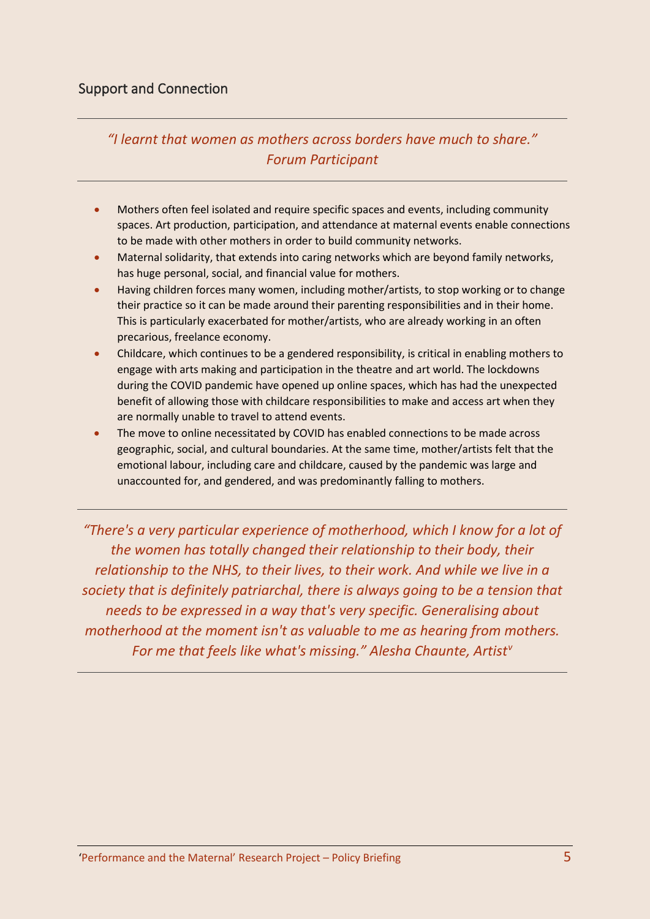## Support and Connection

---

*"I learnt that women as mothers across borders have much to share." Forum Participant*

---

- Mothers often feel isolated and require specific spaces and events, including community spaces. Art production, participation, and attendance at maternal events enable connections to be made with other mothers in order to build community networks.
- Maternal solidarity, that extends into caring networks which are beyond family networks, has huge personal, social, and financial value for mothers.
- Having children forces many women, including mother/artists, to stop working or to change their practice so it can be made around their parenting responsibilities and in their home. This is particularly exacerbated for mother/artists, who are already working in an often precarious, freelance economy.
- Childcare, which continues to be a gendered responsibility, is critical in enabling mothers to engage with arts making and participation in the theatre and art world. The lockdowns during the COVID pandemic have opened up online spaces, which has had the unexpected benefit of allowing those with childcare responsibilities to make and access art when they are normally unable to travel to attend events.
- The move to online necessitated by COVID has enabled connections to be made across geographic, social, and cultural boundaries. At the same time, mother/artists felt that the emotional labour, including care and childcare, caused by the pandemic was large and unaccounted for, and gendered, and was predominantly falling to mothers.

---

*"There's a very particular experience of motherhood, which I know for a lot of the women has totally changed their relationship to their body, their relationship to the NHS, to their lives, to their work. And while we live in a society that is definitely patriarchal, there is always going to be a tension that needs to be expressed in a way that's very specific. Generalising about motherhood at the moment isn't as valuable to me as hearing from mothers. For me that feels like what's missing." Alesha Chaunte, Artist*[v]

---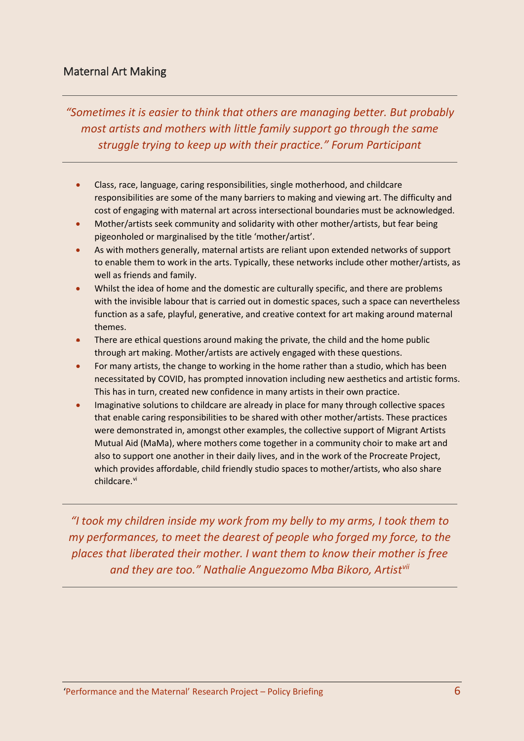## Maternal Art Making

---

*"Sometimes it is easier to think that others are managing better. But probably most artists and mothers with little family support go through the same struggle trying to keep up with their practice." Forum Participant*

---

- Class, race, language, caring responsibilities, single motherhood, and childcare responsibilities are some of the many barriers to making and viewing art. The difficulty and cost of engaging with maternal art across intersectional boundaries must be acknowledged.
- Mother/artists seek community and solidarity with other mother/artists, but fear being pigeonholed or marginalised by the title 'mother/artist'.
- As with mothers generally, maternal artists are reliant upon extended networks of support to enable them to work in the arts. Typically, these networks include other mother/artists, as well as friends and family.
- Whilst the idea of home and the domestic are culturally specific, and there are problems with the invisible labour that is carried out in domestic spaces, such a space can nevertheless function as a safe, playful, generative, and creative context for art making around maternal themes.
- There are ethical questions around making the private, the child and the home public through art making. Mother/artists are actively engaged with these questions.
- For many artists, the change to working in the home rather than a studio, which has been necessitated by COVID, has prompted innovation including new aesthetics and artistic forms. This has in turn, created new confidence in many artists in their own practice.
- Imaginative solutions to childcare are already in place for many through collective spaces that enable caring responsibilities to be shared with other mother/artists. These practices were demonstrated in, amongst other examples, the collective support of Migrant Artists Mutual Aid (MaMa), where mothers come together in a community choir to make art and also to support one another in their daily lives, and in the work of the Procreate Project, which provides affordable, child friendly studio spaces to mother/artists, who also share childcare.[vi]

---

*"I took my children inside my work from my belly to my arms, I took them to my performances, to meet the dearest of people who forged my force, to the places that liberated their mother. I want them to know their mother is free and they are too." Nathalie Anguezomo Mba Bikoro, Artist[vii]*

---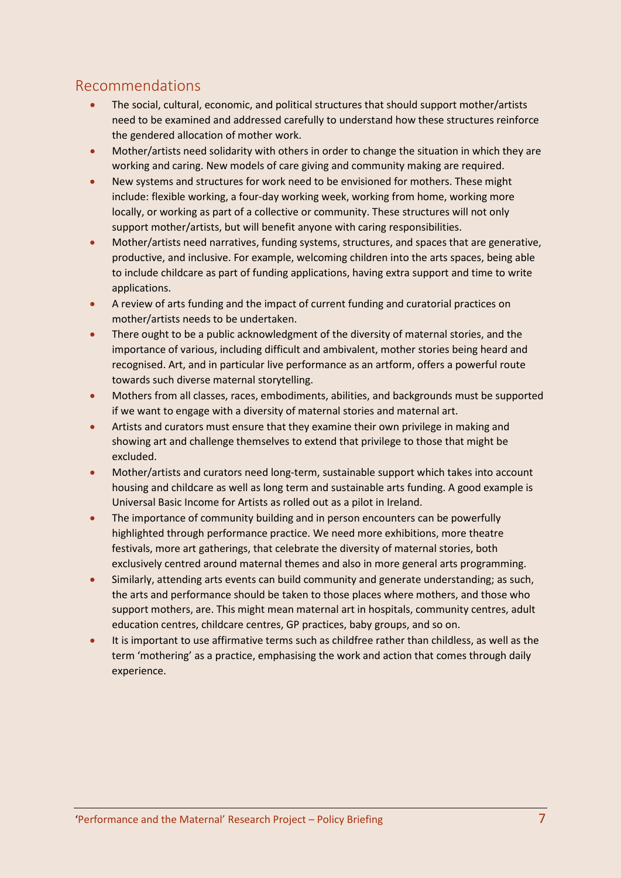## Recommendations

- The social, cultural, economic, and political structures that should support mother/artists need to be examined and addressed carefully to understand how these structures reinforce the gendered allocation of mother work.
- Mother/artists need solidarity with others in order to change the situation in which they are working and caring. New models of care giving and community making are required.
- New systems and structures for work need to be envisioned for mothers. These might include: flexible working, a four-day working week, working from home, working more locally, or working as part of a collective or community. These structures will not only support mother/artists, but will benefit anyone with caring responsibilities.
- Mother/artists need narratives, funding systems, structures, and spaces that are generative, productive, and inclusive. For example, welcoming children into the arts spaces, being able to include childcare as part of funding applications, having extra support and time to write applications.
- A review of arts funding and the impact of current funding and curatorial practices on mother/artists needs to be undertaken.
- There ought to be a public acknowledgment of the diversity of maternal stories, and the importance of various, including difficult and ambivalent, mother stories being heard and recognised. Art, and in particular live performance as an artform, offers a powerful route towards such diverse maternal storytelling.
- Mothers from all classes, races, embodiments, abilities, and backgrounds must be supported if we want to engage with a diversity of maternal stories and maternal art.
- Artists and curators must ensure that they examine their own privilege in making and showing art and challenge themselves to extend that privilege to those that might be excluded.
- Mother/artists and curators need long-term, sustainable support which takes into account housing and childcare as well as long term and sustainable arts funding. A good example is Universal Basic Income for Artists as rolled out as a pilot in Ireland.
- The importance of community building and in person encounters can be powerfully highlighted through performance practice. We need more exhibitions, more theatre festivals, more art gatherings, that celebrate the diversity of maternal stories, both exclusively centred around maternal themes and also in more general arts programming.
- Similarly, attending arts events can build community and generate understanding; as such, the arts and performance should be taken to those places where mothers, and those who support mothers, are. This might mean maternal art in hospitals, community centres, adult education centres, childcare centres, GP practices, baby groups, and so on.
- It is important to use affirmative terms such as childfree rather than childless, as well as the term 'mothering' as a practice, emphasising the work and action that comes through daily experience.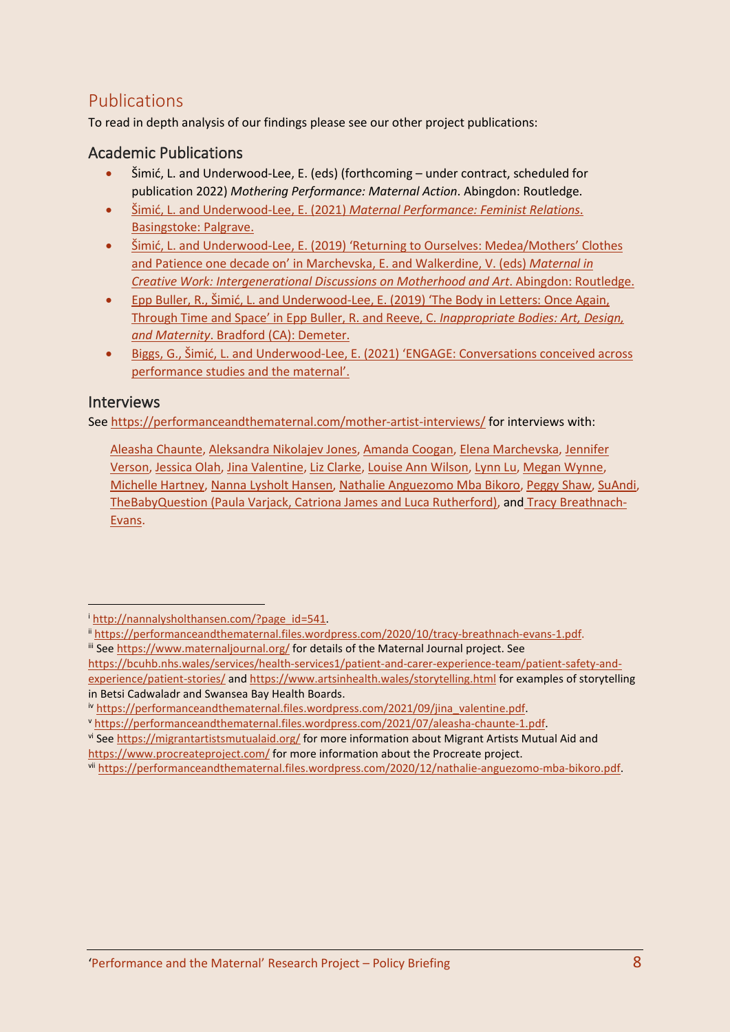## Publications

To read in depth analysis of our findings please see our other project publications:

### Academic Publications

- Šimić, L. and Underwood-Lee, E. (eds) (forthcoming – under contract, scheduled for publication 2022) *Mothering Performance: Maternal Action*. Abingdon: Routledge.
- Šimić, L. and Underwood-Lee, E. (2021) *Maternal Performance: Feminist Relations*. Basingstoke: Palgrave.
- Šimić, L. and Underwood-Lee, E. (2019) 'Returning to Ourselves: Medea/Mothers' Clothes and Patience one decade on' in Marchevska, E. and Walkerdine, V. (eds) *Maternal in Creative Work: Intergenerational Discussions on Motherhood and Art*. Abingdon: Routledge.
- Epp Buller, R., Šimić, L. and Underwood-Lee, E. (2019) 'The Body in Letters: Once Again, Through Time and Space' in Epp Buller, R. and Reeve, C. *Inappropriate Bodies: Art, Design, and Maternity*. Bradford (CA): Demeter.
- Biggs, G., Šimić, L. and Underwood-Lee, E. (2021) 'ENGAGE: Conversations conceived across performance studies and the maternal'.

### Interviews

See https://performanceandthematernal.com/mother-artist-interviews/ for interviews with:

Aleasha Chaunte, Aleksandra Nikolajev Jones, Amanda Coogan, Elena Marchevska, Jennifer Verson, Jessica Olah, Jina Valentine, Liz Clarke, Louise Ann Wilson, Lynn Lu, Megan Wynne, Michelle Hartney, Nanna Lysholt Hansen, Nathalie Anguezomo Mba Bikoro, Peggy Shaw, SuAndi, TheBabyQuestion (Paula Varjack, Catriona James and Luca Rutherford), and Tracy Breathnach-Evans.

---

[i] http://nannalysholthansen.com/?page_id=541.

[ii] https://performanceandthematernal.files.wordpress.com/2020/10/tracy-breathnach-evans-1.pdf.

[iii] See https://www.maternaljournal.org/ for details of the Maternal Journal project. See https://bcuhb.nhs.wales/services/health-services1/patient-and-carer-experience-team/patient-safety-and-experience/patient-stories/ and https://www.artsinhealth.wales/storytelling.html for examples of storytelling in Betsi Cadwaladr and Swansea Bay Health Boards.

[iv] https://performanceandthematernal.files.wordpress.com/2021/09/jina_valentine.pdf.

[v] https://performanceandthematernal.files.wordpress.com/2021/07/aleasha-chaunte-1.pdf.

[vi] See https://migrantartistsmutualaid.org/ for more information about Migrant Artists Mutual Aid and https://www.procreateproject.com/ for more information about the Procreate project.

[vii] https://performanceandthematernal.files.wordpress.com/2020/12/nathalie-anguezomo-mba-bikoro.pdf.